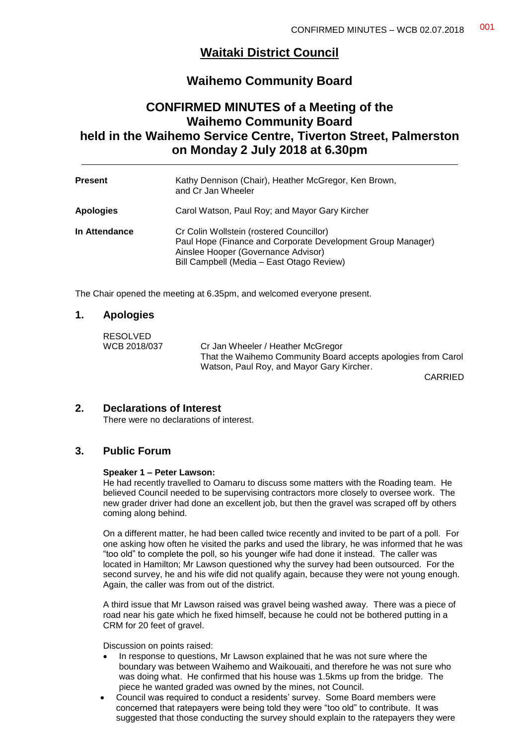# Waitaki District Council

## Waihemo Community Board

## CONFIRMED MINUTES of a Meeting of the Waihemo Community Board held in the Waihemo Service Centre, Tiverton Street, Palmerston on Monday 2 July 2018 at 6.30pm

| | |
|---|---|
| **Present** | Kathy Dennison (Chair), Heather McGregor, Ken Brown, and Cr Jan Wheeler |
| **Apologies** | Carol Watson, Paul Roy; and Mayor Gary Kircher |
| **In Attendance** | Cr Colin Wollstein (rostered Councillor)<br>Paul Hope (Finance and Corporate Development Group Manager)<br>Ainslee Hooper (Governance Advisor)<br>Bill Campbell (Media – East Otago Review) |

The Chair opened the meeting at 6.35pm, and welcomed everyone present.

## 1. Apologies

RESOLVED
WCB 2018/037 Cr Jan Wheeler / Heather McGregor
That the Waihemo Community Board accepts apologies from Carol Watson, Paul Roy, and Mayor Gary Kircher.

CARRIED

## 2. Declarations of Interest

There were no declarations of interest.

## 3. Public Forum

**Speaker 1 – Peter Lawson:**

He had recently travelled to Oamaru to discuss some matters with the Roading team. He believed Council needed to be supervising contractors more closely to oversee work. The new grader driver had done an excellent job, but then the gravel was scraped off by others coming along behind.

On a different matter, he had been called twice recently and invited to be part of a poll. For one asking how often he visited the parks and used the library, he was informed that he was "too old" to complete the poll, so his younger wife had done it instead. The caller was located in Hamilton; Mr Lawson questioned why the survey had been outsourced. For the second survey, he and his wife did not qualify again, because they were not young enough. Again, the caller was from out of the district.

A third issue that Mr Lawson raised was gravel being washed away. There was a piece of road near his gate which he fixed himself, because he could not be bothered putting in a CRM for 20 feet of gravel.

Discussion on points raised:

- In response to questions, Mr Lawson explained that he was not sure where the boundary was between Waihemo and Waikouaiti, and therefore he was not sure who was doing what. He confirmed that his house was 1.5kms up from the bridge. The piece he wanted graded was owned by the mines, not Council.
- Council was required to conduct a residents' survey. Some Board members were concerned that ratepayers were being told they were "too old" to contribute. It was suggested that those conducting the survey should explain to the ratepayers they were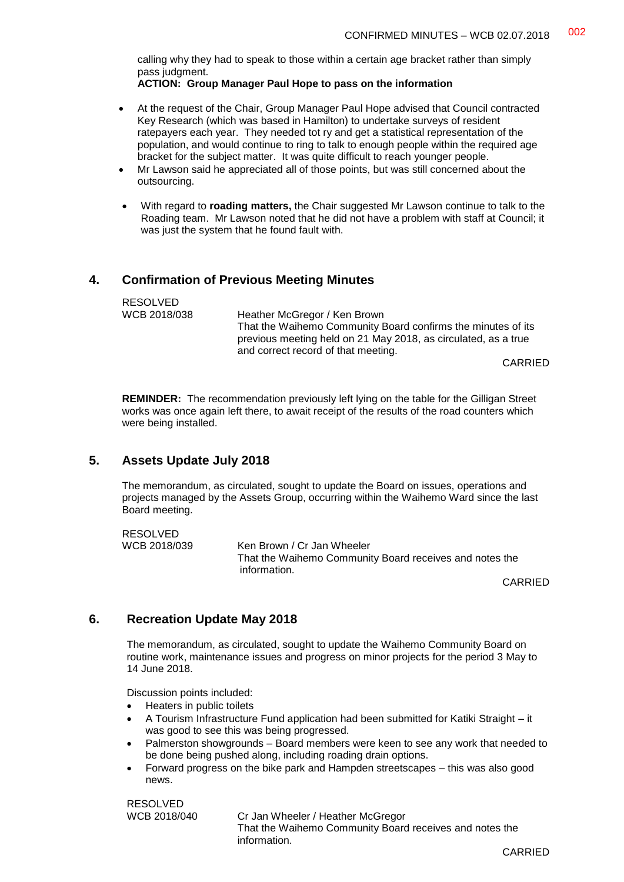calling why they had to speak to those within a certain age bracket rather than simply pass judgment.

**ACTION: Group Manager Paul Hope to pass on the information**

- At the request of the Chair, Group Manager Paul Hope advised that Council contracted Key Research (which was based in Hamilton) to undertake surveys of resident ratepayers each year. They needed tot ry and get a statistical representation of the population, and would continue to ring to talk to enough people within the required age bracket for the subject matter. It was quite difficult to reach younger people.
- Mr Lawson said he appreciated all of those points, but was still concerned about the outsourcing.
- With regard to **roading matters,** the Chair suggested Mr Lawson continue to talk to the Roading team. Mr Lawson noted that he did not have a problem with staff at Council; it was just the system that he found fault with.

## 4. Confirmation of Previous Meeting Minutes

RESOLVED
WCB 2018/038 Heather McGregor / Ken Brown
That the Waihemo Community Board confirms the minutes of its previous meeting held on 21 May 2018, as circulated, as a true and correct record of that meeting.

CARRIED

**REMINDER:** The recommendation previously left lying on the table for the Gilligan Street works was once again left there, to await receipt of the results of the road counters which were being installed.

## 5. Assets Update July 2018

The memorandum, as circulated, sought to update the Board on issues, operations and projects managed by the Assets Group, occurring within the Waihemo Ward since the last Board meeting.

RESOLVED
WCB 2018/039 Ken Brown / Cr Jan Wheeler
That the Waihemo Community Board receives and notes the information.

CARRIED

## 6. Recreation Update May 2018

The memorandum, as circulated, sought to update the Waihemo Community Board on routine work, maintenance issues and progress on minor projects for the period 3 May to 14 June 2018.

Discussion points included:

- Heaters in public toilets
- A Tourism Infrastructure Fund application had been submitted for Katiki Straight – it was good to see this was being progressed.
- Palmerston showgrounds – Board members were keen to see any work that needed to be done being pushed along, including roading drain options.
- Forward progress on the bike park and Hampden streetscapes – this was also good news.

RESOLVED
WCB 2018/040 Cr Jan Wheeler / Heather McGregor
That the Waihemo Community Board receives and notes the information.

CARRIED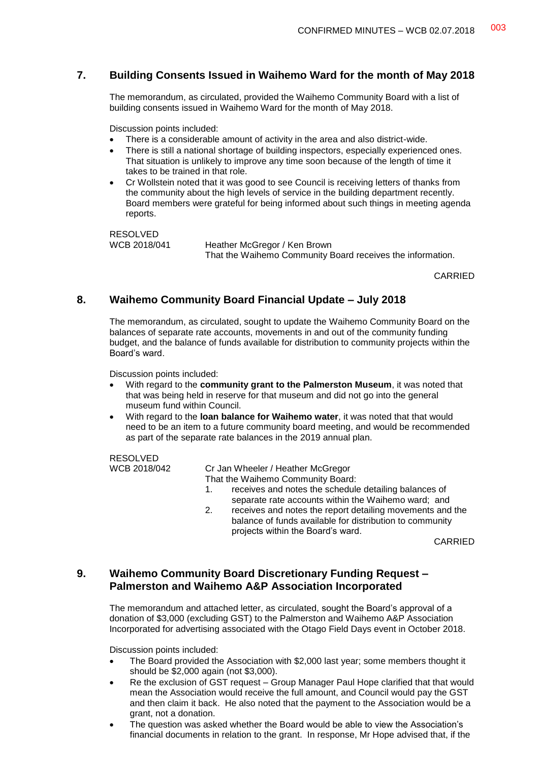## 7. Building Consents Issued in Waihemo Ward for the month of May 2018

The memorandum, as circulated, provided the Waihemo Community Board with a list of building consents issued in Waihemo Ward for the month of May 2018.

Discussion points included:

- There is a considerable amount of activity in the area and also district-wide.
- There is still a national shortage of building inspectors, especially experienced ones. That situation is unlikely to improve any time soon because of the length of time it takes to be trained in that role.
- Cr Wollstein noted that it was good to see Council is receiving letters of thanks from the community about the high levels of service in the building department recently. Board members were grateful for being informed about such things in meeting agenda reports.

RESOLVED
WCB 2018/041 Heather McGregor / Ken Brown
That the Waihemo Community Board receives the information.

CARRIED

## 8. Waihemo Community Board Financial Update – July 2018

The memorandum, as circulated, sought to update the Waihemo Community Board on the balances of separate rate accounts, movements in and out of the community funding budget, and the balance of funds available for distribution to community projects within the Board's ward.

Discussion points included:

- With regard to the **community grant to the Palmerston Museum**, it was noted that that was being held in reserve for that museum and did not go into the general museum fund within Council.
- With regard to the **loan balance for Waihemo water**, it was noted that that would need to be an item to a future community board meeting, and would be recommended as part of the separate rate balances in the 2019 annual plan.

RESOLVED
WCB 2018/042 Cr Jan Wheeler / Heather McGregor
That the Waihemo Community Board:

1. receives and notes the schedule detailing balances of separate rate accounts within the Waihemo ward; and
2. receives and notes the report detailing movements and the balance of funds available for distribution to community projects within the Board's ward.

CARRIED

## 9. Waihemo Community Board Discretionary Funding Request – Palmerston and Waihemo A&P Association Incorporated

The memorandum and attached letter, as circulated, sought the Board's approval of a donation of $3,000 (excluding GST) to the Palmerston and Waihemo A&P Association Incorporated for advertising associated with the Otago Field Days event in October 2018.

Discussion points included:

- The Board provided the Association with $2,000 last year; some members thought it should be $2,000 again (not $3,000).
- Re the exclusion of GST request – Group Manager Paul Hope clarified that that would mean the Association would receive the full amount, and Council would pay the GST and then claim it back. He also noted that the payment to the Association would be a grant, not a donation.
- The question was asked whether the Board would be able to view the Association's financial documents in relation to the grant. In response, Mr Hope advised that, if the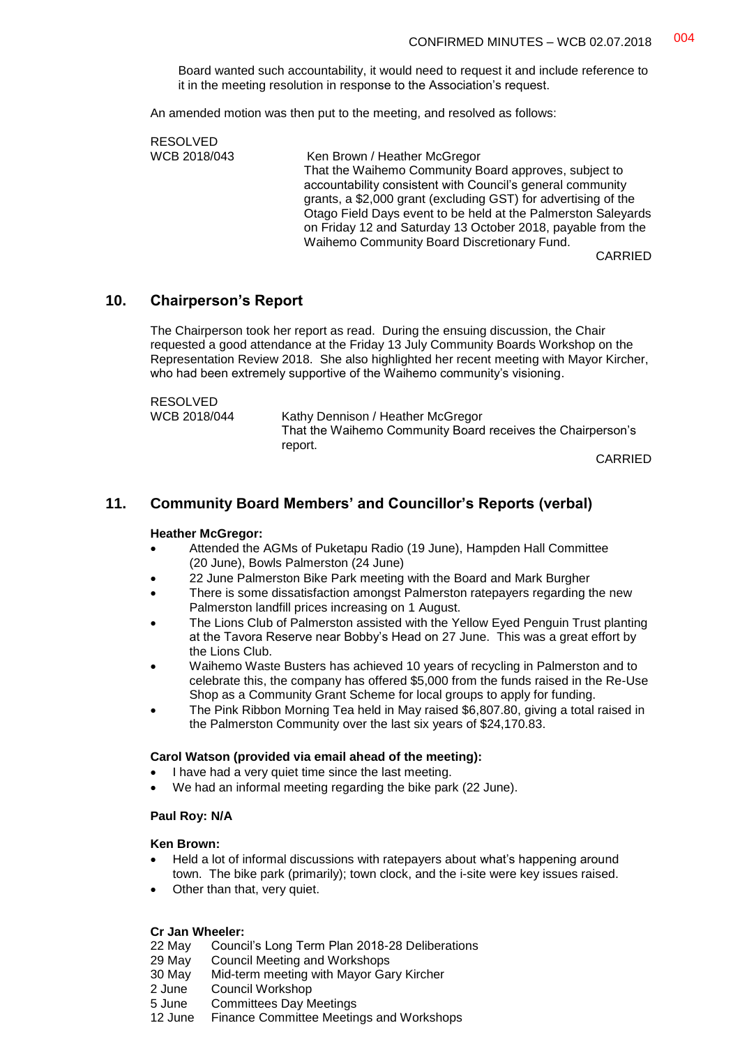Board wanted such accountability, it would need to request it and include reference to it in the meeting resolution in response to the Association's request.

An amended motion was then put to the meeting, and resolved as follows:

RESOLVED
WCB 2018/043 Ken Brown / Heather McGregor
That the Waihemo Community Board approves, subject to accountability consistent with Council's general community grants, a $2,000 grant (excluding GST) for advertising of the Otago Field Days event to be held at the Palmerston Saleyards on Friday 12 and Saturday 13 October 2018, payable from the Waihemo Community Board Discretionary Fund.

CARRIED

## 10. Chairperson's Report

The Chairperson took her report as read. During the ensuing discussion, the Chair requested a good attendance at the Friday 13 July Community Boards Workshop on the Representation Review 2018. She also highlighted her recent meeting with Mayor Kircher, who had been extremely supportive of the Waihemo community's visioning.

RESOLVED
WCB 2018/044 Kathy Dennison / Heather McGregor
That the Waihemo Community Board receives the Chairperson's report.

CARRIED

## 11. Community Board Members' and Councillor's Reports (verbal)

**Heather McGregor:**

- Attended the AGMs of Puketapu Radio (19 June), Hampden Hall Committee (20 June), Bowls Palmerston (24 June)
- 22 June Palmerston Bike Park meeting with the Board and Mark Burgher
- There is some dissatisfaction amongst Palmerston ratepayers regarding the new Palmerston landfill prices increasing on 1 August.
- The Lions Club of Palmerston assisted with the Yellow Eyed Penguin Trust planting at the Tavora Reserve near Bobby's Head on 27 June. This was a great effort by the Lions Club.
- Waihemo Waste Busters has achieved 10 years of recycling in Palmerston and to celebrate this, the company has offered $5,000 from the funds raised in the Re-Use Shop as a Community Grant Scheme for local groups to apply for funding.
- The Pink Ribbon Morning Tea held in May raised $6,807.80, giving a total raised in the Palmerston Community over the last six years of $24,170.83.

**Carol Watson (provided via email ahead of the meeting):**

- I have had a very quiet time since the last meeting.
- We had an informal meeting regarding the bike park (22 June).

**Paul Roy: N/A**

**Ken Brown:**

- Held a lot of informal discussions with ratepayers about what's happening around town. The bike park (primarily); town clock, and the i-site were key issues raised.
- Other than that, very quiet.

**Cr Jan Wheeler:**

22 May Council's Long Term Plan 2018-28 Deliberations
29 May Council Meeting and Workshops
30 May Mid-term meeting with Mayor Gary Kircher
2 June Council Workshop
5 June Committees Day Meetings
12 June Finance Committee Meetings and Workshops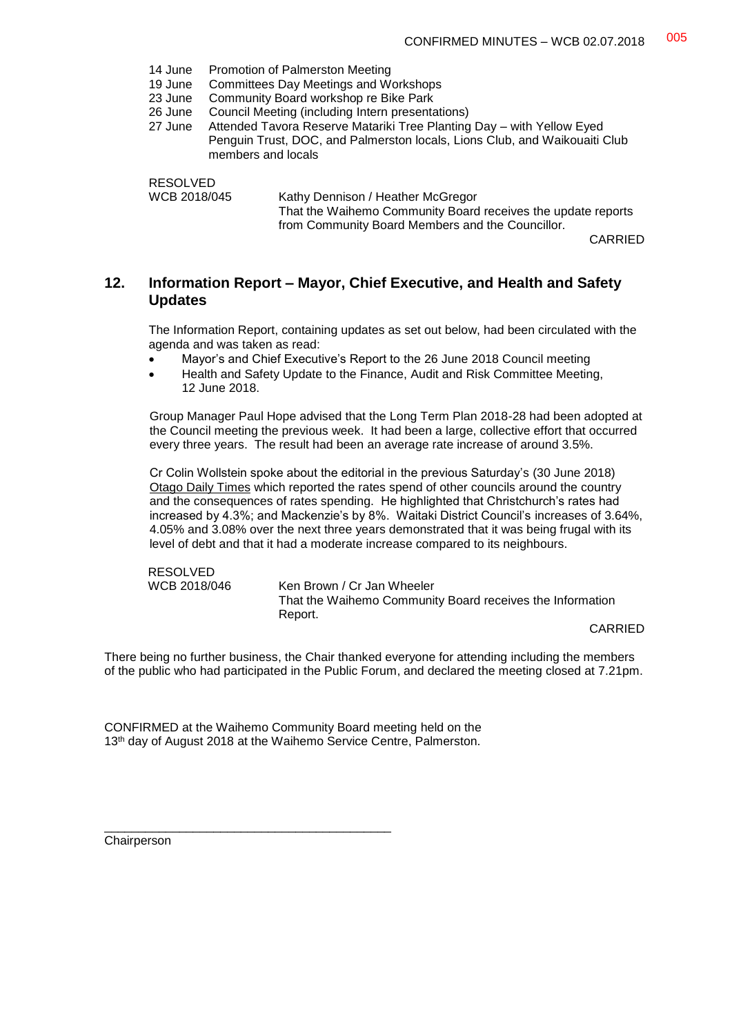14 June Promotion of Palmerston Meeting
19 June Committees Day Meetings and Workshops
23 June Community Board workshop re Bike Park
26 June Council Meeting (including Intern presentations)
27 June Attended Tavora Reserve Matariki Tree Planting Day – with Yellow Eyed Penguin Trust, DOC, and Palmerston locals, Lions Club, and Waikouaiti Club members and locals

RESOLVED
WCB 2018/045 Kathy Dennison / Heather McGregor
That the Waihemo Community Board receives the update reports from Community Board Members and the Councillor.

CARRIED

## 12. Information Report – Mayor, Chief Executive, and Health and Safety Updates

The Information Report, containing updates as set out below, had been circulated with the agenda and was taken as read:

- Mayor's and Chief Executive's Report to the 26 June 2018 Council meeting
- Health and Safety Update to the Finance, Audit and Risk Committee Meeting, 12 June 2018.

Group Manager Paul Hope advised that the Long Term Plan 2018-28 had been adopted at the Council meeting the previous week. It had been a large, collective effort that occurred every three years. The result had been an average rate increase of around 3.5%.

Cr Colin Wollstein spoke about the editorial in the previous Saturday's (30 June 2018) Otago Daily Times which reported the rates spend of other councils around the country and the consequences of rates spending. He highlighted that Christchurch's rates had increased by 4.3%; and Mackenzie's by 8%. Waitaki District Council's increases of 3.64%, 4.05% and 3.08% over the next three years demonstrated that it was being frugal with its level of debt and that it had a moderate increase compared to its neighbours.

RESOLVED
WCB 2018/046 Ken Brown / Cr Jan Wheeler
That the Waihemo Community Board receives the Information Report.

CARRIED

There being no further business, the Chair thanked everyone for attending including the members of the public who had participated in the Public Forum, and declared the meeting closed at 7.21pm.

CONFIRMED at the Waihemo Community Board meeting held on the 13th day of August 2018 at the Waihemo Service Centre, Palmerston.

\_\_\_\_\_\_\_\_\_\_\_\_\_\_\_\_\_\_\_\_\_\_\_\_\_\_\_\_\_\_\_\_\_\_\_\_\_\_\_\_\_\_\_\_
Chairperson